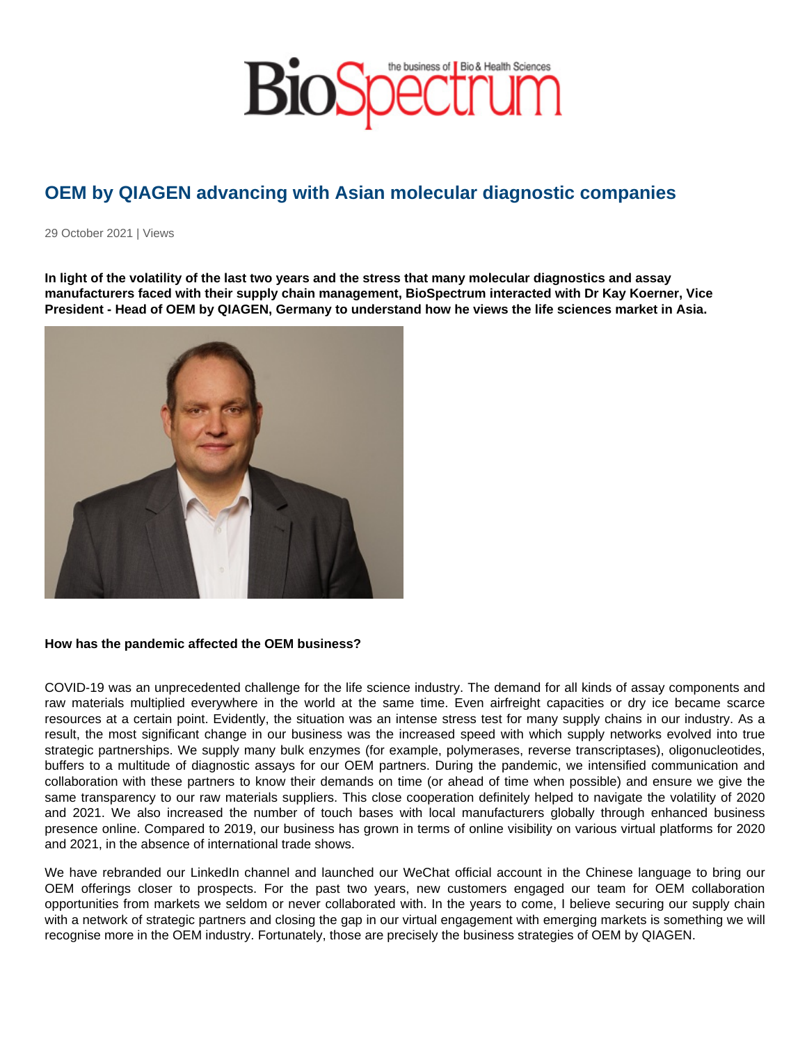# OEM by QIAGEN advancing with Asian molecular diagnostic companies

29 October 2021 | Views

**In light of the volatility of the last two years and the stress that many molecular diagnostics and assay manufacturers faced with their supply chain management, BioSpectrum interacted with Dr Kay Koerner, Vice President - Head of OEM by QIAGEN, Germany to understand how he views the life sciences market in Asia.**

**How has the pandemic affected the OEM business?**

COVID-19 was an unprecedented challenge for the life science industry. The demand for all kinds of assay components and raw materials multiplied everywhere in the world at the same time. Even airfreight capacities or dry ice became scarce resources at a certain point. Evidently, the situation was an intense stress test for many supply chains in our industry. As a result, the most significant change in our business was the increased speed with which supply networks evolved into true strategic partnerships. We supply many bulk enzymes (for example, polymerases, reverse transcriptases), oligonucleotides, buffers to a multitude of diagnostic assays for our OEM partners. During the pandemic, we intensified communication and collaboration with these partners to know their demands on time (or ahead of time when possible) and ensure we give the same transparency to our raw materials suppliers. This close cooperation definitely helped to navigate the volatility of 2020 and 2021. We also increased the number of touch bases with local manufacturers globally through enhanced business presence online. Compared to 2019, our business has grown in terms of online visibility on various virtual platforms for 2020 and 2021, in the absence of international trade shows.

We have rebranded our LinkedIn channel and launched our WeChat official account in the Chinese language to bring our OEM offerings closer to prospects. For the past two years, new customers engaged our team for OEM collaboration opportunities from markets we seldom or never collaborated with. In the years to come, I believe securing our supply chain with a network of strategic partners and closing the gap in our virtual engagement with emerging markets is something we will recognise more in the OEM industry. Fortunately, those are precisely the business strategies of OEM by QIAGEN.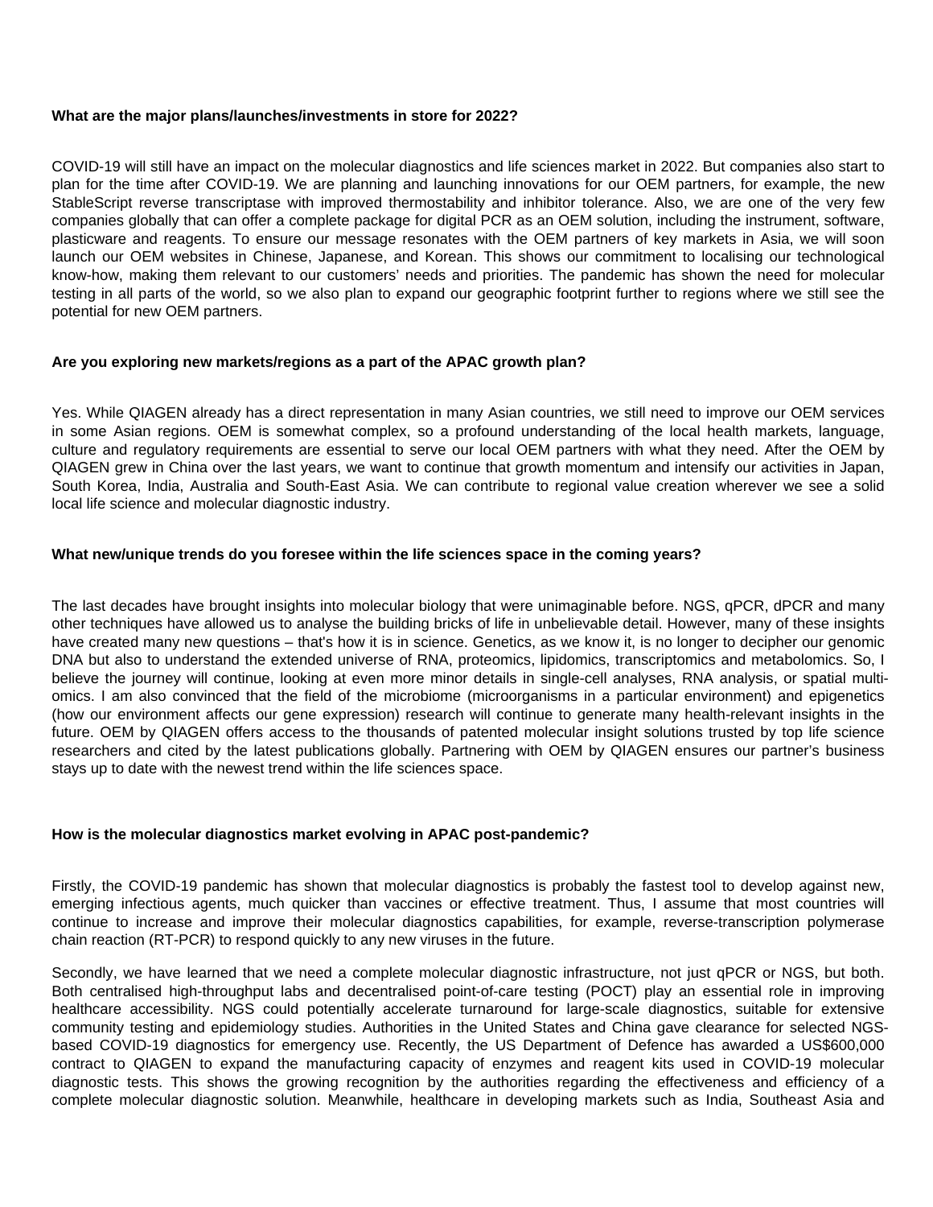**What are the major plans/launches/investments in store for 2022?**

COVID-19 will still have an impact on the molecular diagnostics and life sciences market in 2022. But companies also start to plan for the time after COVID-19. We are planning and launching innovations for our OEM partners, for example, the new StableScript reverse transcriptase with improved thermostability and inhibitor tolerance. Also, we are one of the very few companies globally that can offer a complete package for digital PCR as an OEM solution, including the instrument, software, plasticware and reagents. To ensure our message resonates with the OEM partners of key markets in Asia, we will soon launch our OEM websites in Chinese, Japanese, and Korean. This shows our commitment to localising our technological know-how, making them relevant to our customers' needs and priorities. The pandemic has shown the need for molecular testing in all parts of the world, so we also plan to expand our geographic footprint further to regions where we still see the potential for new OEM partners.

**Are you exploring new markets/regions as a part of the APAC growth plan?**

Yes. While QIAGEN already has a direct representation in many Asian countries, we still need to improve our OEM services in some Asian regions. OEM is somewhat complex, so a profound understanding of the local health markets, language, culture and regulatory requirements are essential to serve our local OEM partners with what they need. After the OEM by QIAGEN grew in China over the last years, we want to continue that growth momentum and intensify our activities in Japan, South Korea, India, Australia and South-East Asia. We can contribute to regional value creation wherever we see a solid local life science and molecular diagnostic industry.

**What new/unique trends do you foresee within the life sciences space in the coming years?**

The last decades have brought insights into molecular biology that were unimaginable before. NGS, qPCR, dPCR and many other techniques have allowed us to analyse the building bricks of life in unbelievable detail. However, many of these insights have created many new questions – that's how it is in science. Genetics, as we know it, is no longer to decipher our genomic DNA but also to understand the extended universe of RNA, proteomics, lipidomics, transcriptomics and metabolomics. So, I believe the journey will continue, looking at even more minor details in single-cell analyses, RNA analysis, or spatial multi-omics. I am also convinced that the field of the microbiome (microorganisms in a particular environment) and epigenetics (how our environment affects our gene expression) research will continue to generate many health-relevant insights in the future. OEM by QIAGEN offers access to the thousands of patented molecular insight solutions trusted by top life science researchers and cited by the latest publications globally. Partnering with OEM by QIAGEN ensures our partner's business stays up to date with the newest trend within the life sciences space.

**How is the molecular diagnostics market evolving in APAC post-pandemic?**

Firstly, the COVID-19 pandemic has shown that molecular diagnostics is probably the fastest tool to develop against new, emerging infectious agents, much quicker than vaccines or effective treatment. Thus, I assume that most countries will continue to increase and improve their molecular diagnostics capabilities, for example, reverse-transcription polymerase chain reaction (RT-PCR) to respond quickly to any new viruses in the future.

Secondly, we have learned that we need a complete molecular diagnostic infrastructure, not just qPCR or NGS, but both. Both centralised high-throughput labs and decentralised point-of-care testing (POCT) play an essential role in improving healthcare accessibility. NGS could potentially accelerate turnaround for large-scale diagnostics, suitable for extensive community testing and epidemiology studies. Authorities in the United States and China gave clearance for selected NGS-based COVID-19 diagnostics for emergency use. Recently, the US Department of Defence has awarded a US$600,000 contract to QIAGEN to expand the manufacturing capacity of enzymes and reagent kits used in COVID-19 molecular diagnostic tests. This shows the growing recognition by the authorities regarding the effectiveness and efficiency of a complete molecular diagnostic solution. Meanwhile, healthcare in developing markets such as India, Southeast Asia and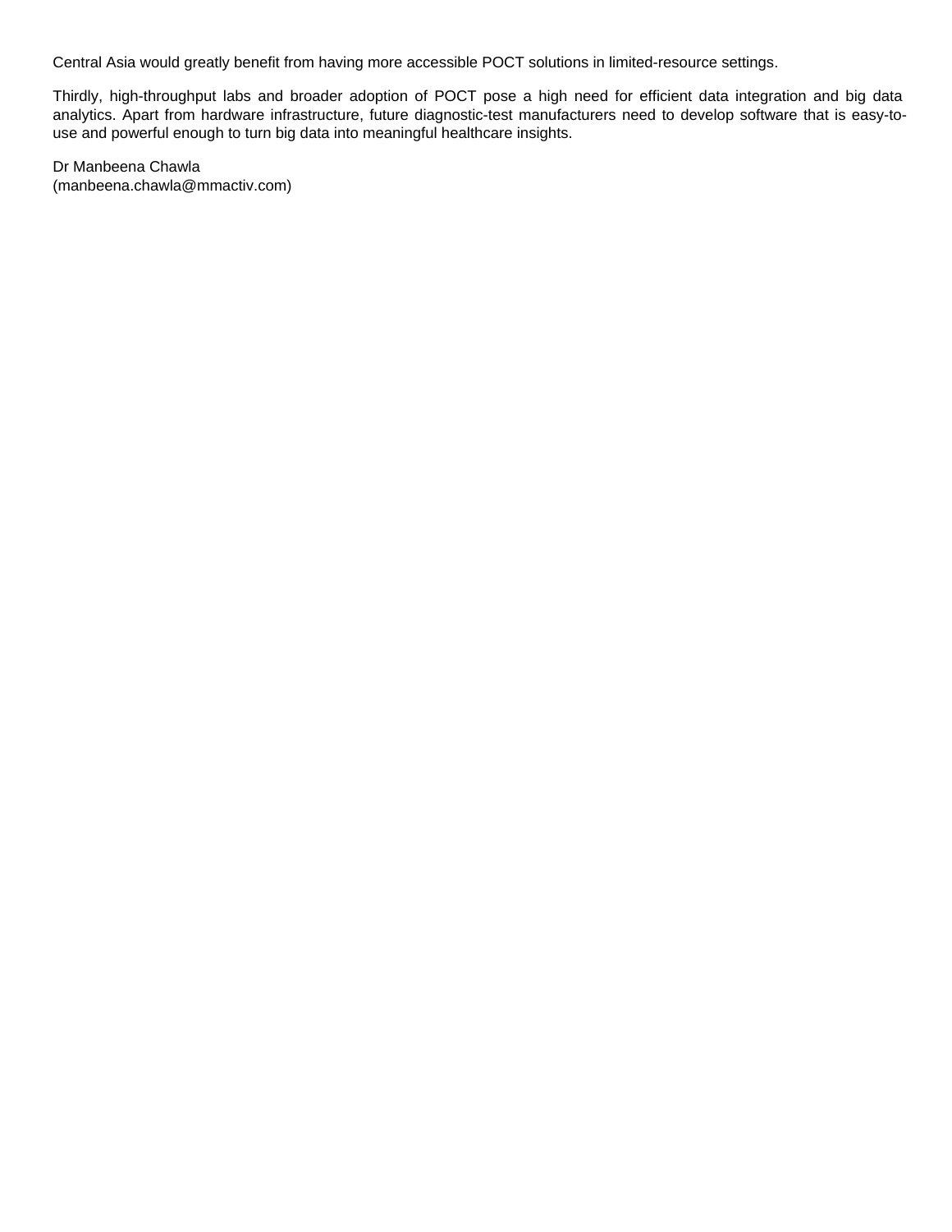Central Asia would greatly benefit from having more accessible POCT solutions in limited-resource settings.

Thirdly, high-throughput labs and broader adoption of POCT pose a high need for efficient data integration and big data analytics. Apart from hardware infrastructure, future diagnostic-test manufacturers need to develop software that is easy-to-use and powerful enough to turn big data into meaningful healthcare insights.

Dr Manbeena Chawla
(manbeena.chawla@mmactiv.com)